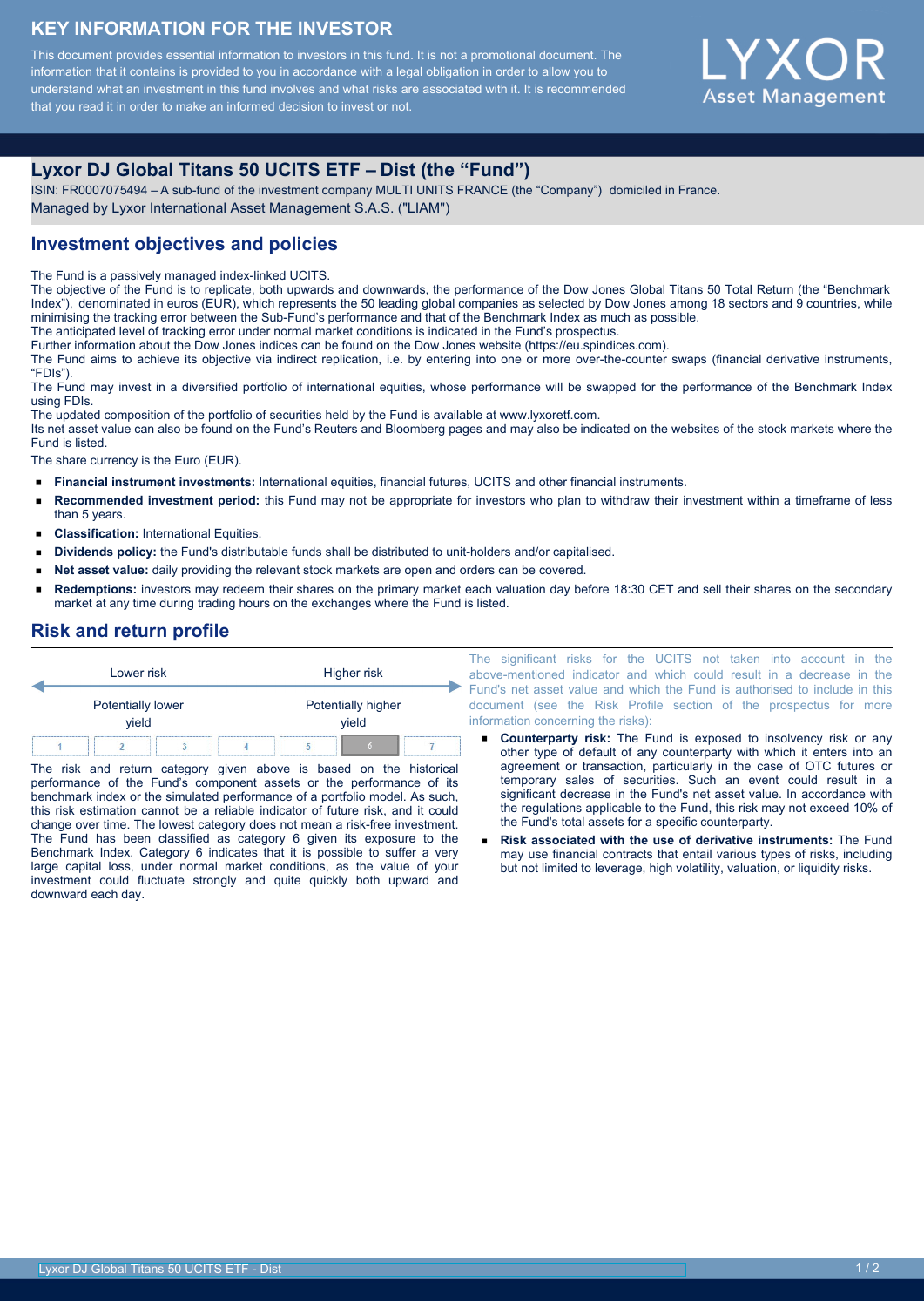# KEY INFORMATION FOR THE INVESTOR

This document provides essential information to investors in this fund. It is not a promotional document. The information that it contains is provided to you in accordance with a legal obligation in order to allow you to understand what an investment in this fund involves and what risks are associated with it. It is recommended that you read it in order to make an informed decision to invest or not.

LYXOR Asset Management

## Lyxor DJ Global Titans 50 UCITS ETF – Dist (the "Fund")

ISIN: FR0007075494 – A sub-fund of the investment company MULTI UNITS FRANCE (the "Company") domiciled in France.
Managed by Lyxor International Asset Management S.A.S. ("LIAM")

## Investment objectives and policies

The Fund is a passively managed index-linked UCITS.
The objective of the Fund is to replicate, both upwards and downwards, the performance of the Dow Jones Global Titans 50 Total Return (the "Benchmark Index"), denominated in euros (EUR), which represents the 50 leading global companies as selected by Dow Jones among 18 sectors and 9 countries, while minimising the tracking error between the Sub-Fund's performance and that of the Benchmark Index as much as possible.
The anticipated level of tracking error under normal market conditions is indicated in the Fund's prospectus.
Further information about the Dow Jones indices can be found on the Dow Jones website (https://eu.spindices.com).
The Fund aims to achieve its objective via indirect replication, i.e. by entering into one or more over-the-counter swaps (financial derivative instruments, "FDIs").
The Fund may invest in a diversified portfolio of international equities, whose performance will be swapped for the performance of the Benchmark Index using FDIs.
The updated composition of the portfolio of securities held by the Fund is available at www.lyxoretf.com.
Its net asset value can also be found on the Fund's Reuters and Bloomberg pages and may also be indicated on the websites of the stock markets where the Fund is listed.
The share currency is the Euro (EUR).

- **Financial instrument investments:** International equities, financial futures, UCITS and other financial instruments.
- **Recommended investment period:** this Fund may not be appropriate for investors who plan to withdraw their investment within a timeframe of less than 5 years.
- **Classification:** International Equities.
- **Dividends policy:** the Fund's distributable funds shall be distributed to unit-holders and/or capitalised.
- **Net asset value:** daily providing the relevant stock markets are open and orders can be covered.
- **Redemptions:** investors may redeem their shares on the primary market each valuation day before 18:30 CET and sell their shares on the secondary market at any time during trading hours on the exchanges where the Fund is listed.

## Risk and return profile

| Lower risk | | | | | | Higher risk |
|---|---|---|---|---|---|---|
| Potentially lower yield | | | | | | Potentially higher yield |
| 1 | 2 | 3 | 4 | 5 | **6** | 7 |

The risk and return category given above is based on the historical performance of the Fund's component assets or the performance of its benchmark index or the simulated performance of a portfolio model. As such, this risk estimation cannot be a reliable indicator of future risk, and it could change over time. The lowest category does not mean a risk-free investment. The Fund has been classified as category 6 given its exposure to the Benchmark Index. Category 6 indicates that it is possible to suffer a very large capital loss, under normal market conditions, as the value of your investment could fluctuate strongly and quite quickly both upward and downward each day.

The significant risks for the UCITS not taken into account in the above-mentioned indicator and which could result in a decrease in the Fund's net asset value and which the Fund is authorised to include in this document (see the Risk Profile section of the prospectus for more information concerning the risks):

- **Counterparty risk:** The Fund is exposed to insolvency risk or any other type of default of any counterparty with which it enters into an agreement or transaction, particularly in the case of OTC futures or temporary sales of securities. Such an event could result in a significant decrease in the Fund's net asset value. In accordance with the regulations applicable to the Fund, this risk may not exceed 10% of the Fund's total assets for a specific counterparty.
- **Risk associated with the use of derivative instruments:** The Fund may use financial contracts that entail various types of risks, including but not limited to leverage, high volatility, valuation, or liquidity risks.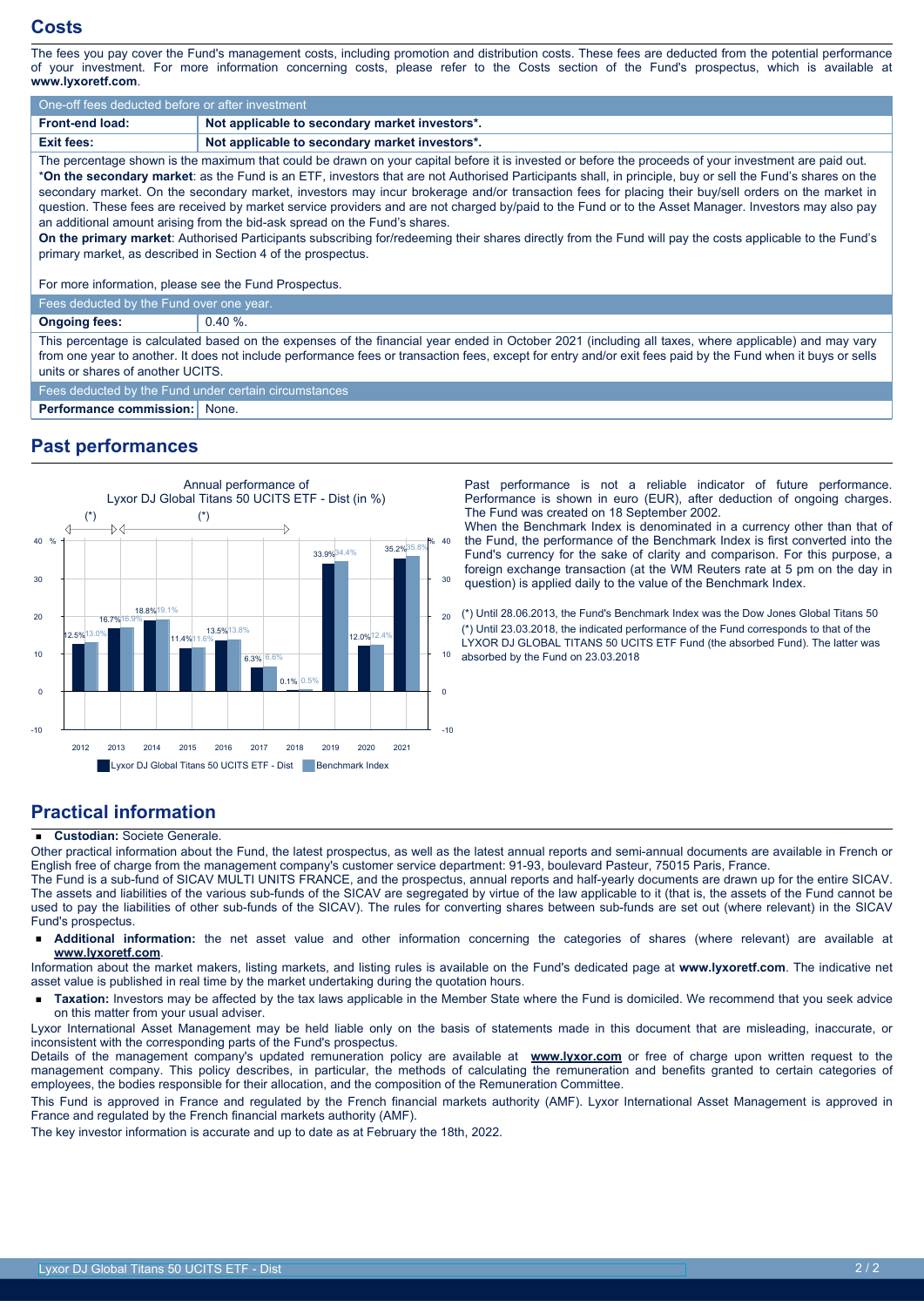## Costs

The fees you pay cover the Fund's management costs, including promotion and distribution costs. These fees are deducted from the potential performance of your investment. For more information concerning costs, please refer to the Costs section of the Fund's prospectus, which is available at **www.lyxoretf.com**.

| One-off fees deducted before or after investment | |
|---|---|
| **Front-end load:** | **Not applicable to secondary market investors*.** |
| **Exit fees:** | **Not applicable to secondary market investors*.** |

The percentage shown is the maximum that could be drawn on your capital before it is invested or before the proceeds of your investment are paid out.

\***On the secondary market**: as the Fund is an ETF, investors that are not Authorised Participants shall, in principle, buy or sell the Fund's shares on the secondary market. On the secondary market, investors may incur brokerage and/or transaction fees for placing their buy/sell orders on the market in question. These fees are received by market service providers and are not charged by/paid to the Fund or to the Asset Manager. Investors may also pay an additional amount arising from the bid-ask spread on the Fund's shares.

**On the primary market**: Authorised Participants subscribing for/redeeming their shares directly from the Fund will pay the costs applicable to the Fund's primary market, as described in Section 4 of the prospectus.

For more information, please see the Fund Prospectus.

| Fees deducted by the Fund over one year. | |
|---|---|
| **Ongoing fees:** | 0.40 %. |

This percentage is calculated based on the expenses of the financial year ended in October 2021 (including all taxes, where applicable) and may vary from one year to another. It does not include performance fees or transaction fees, except for entry and/or exit fees paid by the Fund when it buys or sells units or shares of another UCITS.

| Fees deducted by the Fund under certain circumstances | |
|---|---|
| **Performance commission:** | None. |

## Past performances

Annual performance of
Lyxor DJ Global Titans 50 UCITS ETF - Dist (in %)

(*) (*)

2012: 12.5% 13.0%
2013: 16.7% 16.9%
2014: 18.8% 19.1%
2015: 11.4% 11.6%
2016: 13.5% 13.8%
2017: 6.3% 6.6%
2018: 0.1% 0.5%
2019: 33.9% 34.4%
2020: 12.0% 12.4%
2021: 35.2% 35.8%

Lyxor DJ Global Titans 50 UCITS ETF - Dist
Benchmark Index

Past performance is not a reliable indicator of future performance. Performance is shown in euro (EUR), after deduction of ongoing charges. The Fund was created on 18 September 2002.

When the Benchmark Index is denominated in a currency other than that of the Fund, the performance of the Benchmark Index is first converted into the Fund's currency for the sake of clarity and comparison. For this purpose, a foreign exchange transaction (at the WM Reuters rate at 5 pm on the day in question) is applied daily to the value of the Benchmark Index.

(*) Until 28.06.2013, the Fund's Benchmark Index was the Dow Jones Global Titans 50
(*) Until 23.03.2018, the indicated performance of the Fund corresponds to that of the LYXOR DJ GLOBAL TITANS 50 UCITS ETF Fund (the absorbed Fund). The latter was absorbed by the Fund on 23.03.2018

## Practical information

- **Custodian:** Societe Generale.

Other practical information about the Fund, the latest prospectus, as well as the latest annual reports and semi-annual documents are available in French or English free of charge from the management company's customer service department: 91-93, boulevard Pasteur, 75015 Paris, France.

The Fund is a sub-fund of SICAV MULTI UNITS FRANCE, and the prospectus, annual reports and half-yearly documents are drawn up for the entire SICAV. The assets and liabilities of the various sub-funds of the SICAV are segregated by virtue of the law applicable to it (that is, the assets of the Fund cannot be used to pay the liabilities of other sub-funds of the SICAV). The rules for converting shares between sub-funds are set out (where relevant) in the SICAV Fund's prospectus.

- **Additional information:** the net asset value and other information concerning the categories of shares (where relevant) are available at **www.lyxoretf.com**.

Information about the market makers, listing markets, and listing rules is available on the Fund's dedicated page at **www.lyxoretf.com**. The indicative net asset value is published in real time by the market undertaking during the quotation hours.

- **Taxation:** Investors may be affected by the tax laws applicable in the Member State where the Fund is domiciled. We recommend that you seek advice on this matter from your usual adviser.

Lyxor International Asset Management may be held liable only on the basis of statements made in this document that are misleading, inaccurate, or inconsistent with the corresponding parts of the Fund's prospectus.

Details of the management company's updated remuneration policy are available at **www.lyxor.com** or free of charge upon written request to the management company. This policy describes, in particular, the methods of calculating the remuneration and benefits granted to certain categories of employees, the bodies responsible for their allocation, and the composition of the Remuneration Committee.

This Fund is approved in France and regulated by the French financial markets authority (AMF). Lyxor International Asset Management is approved in France and regulated by the French financial markets authority (AMF).

The key investor information is accurate and up to date as at February the 18th, 2022.